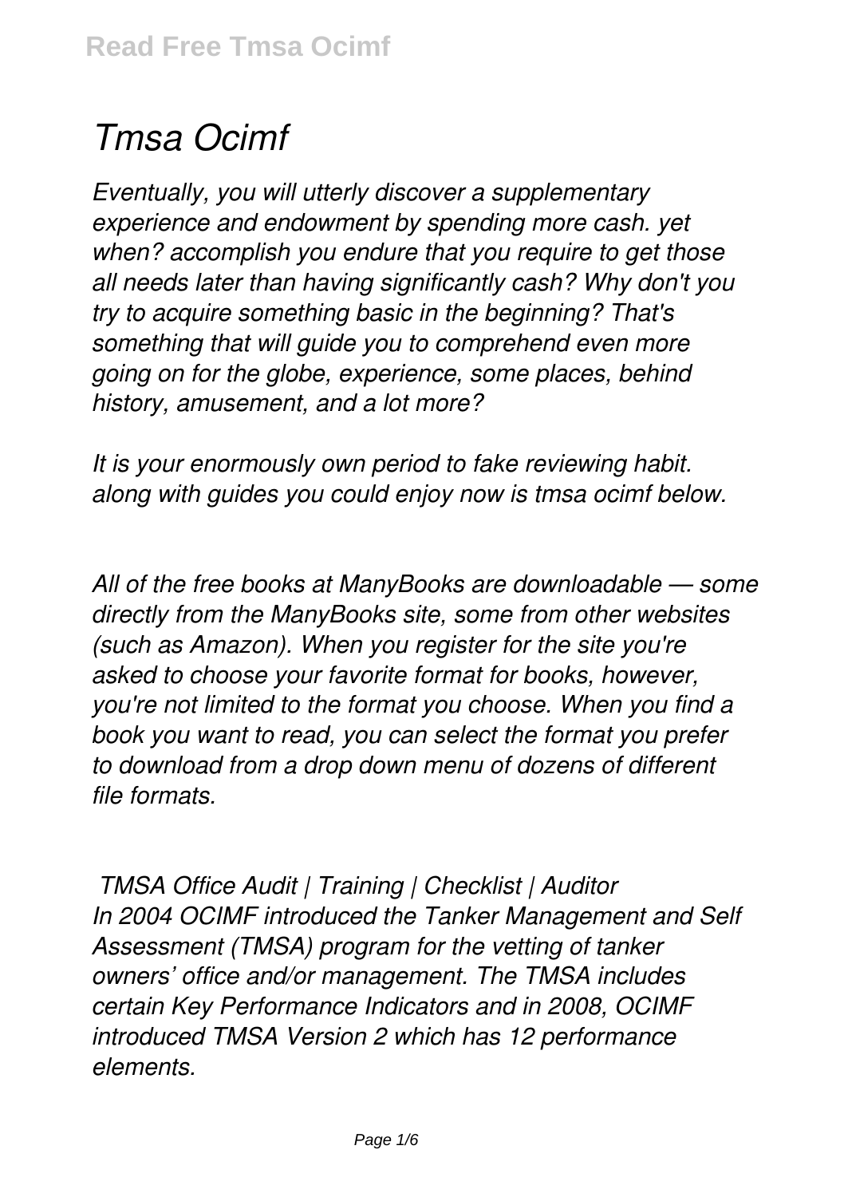# *Tmsa Ocimf*

*Eventually, you will utterly discover a supplementary experience and endowment by spending more cash. yet when? accomplish you endure that you require to get those all needs later than having significantly cash? Why don't you try to acquire something basic in the beginning? That's something that will guide you to comprehend even more going on for the globe, experience, some places, behind history, amusement, and a lot more?*

*It is your enormously own period to fake reviewing habit. along with guides you could enjoy now is tmsa ocimf below.*

*All of the free books at ManyBooks are downloadable — some directly from the ManyBooks site, some from other websites (such as Amazon). When you register for the site you're asked to choose your favorite format for books, however, you're not limited to the format you choose. When you find a book you want to read, you can select the format you prefer to download from a drop down menu of dozens of different file formats.*

*TMSA Office Audit | Training | Checklist | Auditor*

*In 2004 OCIMF introduced the Tanker Management and Self Assessment (TMSA) program for the vetting of tanker owners' office and/or management. The TMSA includes certain Key Performance Indicators and in 2008, OCIMF introduced TMSA Version 2 which has 12 performance elements.*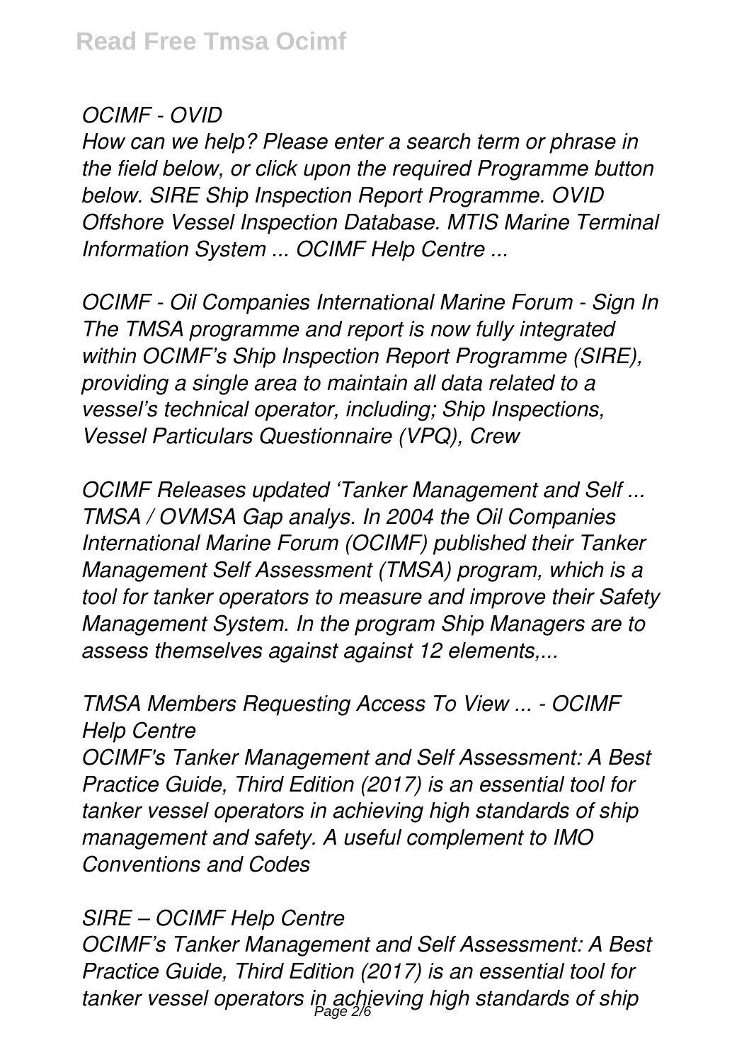*OCIMF - OVID*

*How can we help? Please enter a search term or phrase in the field below, or click upon the required Programme button below. SIRE Ship Inspection Report Programme. OVID Offshore Vessel Inspection Database. MTIS Marine Terminal Information System ... OCIMF Help Centre ...*

*OCIMF - Oil Companies International Marine Forum - Sign In*
*The TMSA programme and report is now fully integrated within OCIMF's Ship Inspection Report Programme (SIRE), providing a single area to maintain all data related to a vessel's technical operator, including; Ship Inspections, Vessel Particulars Questionnaire (VPQ), Crew*

*OCIMF Releases updated 'Tanker Management and Self ...*
*TMSA / OVMSA Gap analys. In 2004 the Oil Companies International Marine Forum (OCIMF) published their Tanker Management Self Assessment (TMSA) program, which is a tool for tanker operators to measure and improve their Safety Management System. In the program Ship Managers are to assess themselves against against 12 elements,...*

*TMSA Members Requesting Access To View ... - OCIMF Help Centre*
*OCIMF's Tanker Management and Self Assessment: A Best Practice Guide, Third Edition (2017) is an essential tool for tanker vessel operators in achieving high standards of ship management and safety. A useful complement to IMO Conventions and Codes*

*SIRE – OCIMF Help Centre*
*OCIMF's Tanker Management and Self Assessment: A Best Practice Guide, Third Edition (2017) is an essential tool for tanker vessel operators in achieving high standards of ship*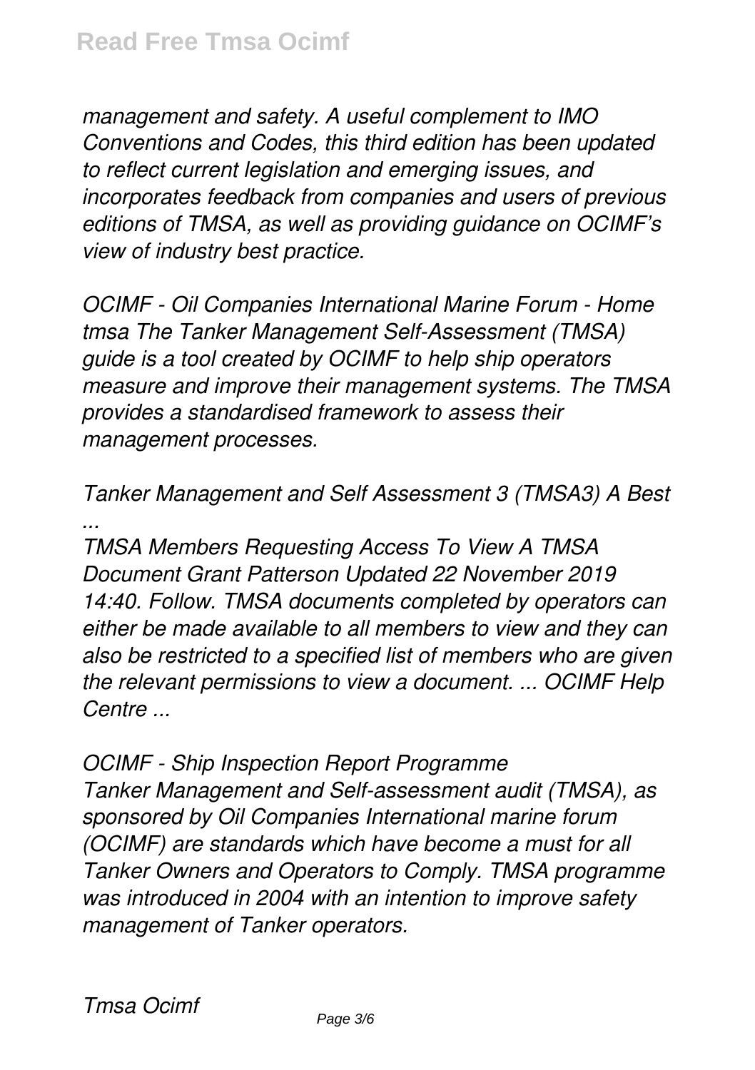*management and safety. A useful complement to IMO Conventions and Codes, this third edition has been updated to reflect current legislation and emerging issues, and incorporates feedback from companies and users of previous editions of TMSA, as well as providing guidance on OCIMF's view of industry best practice.*

*OCIMF - Oil Companies International Marine Forum - Home*
*tmsa The Tanker Management Self-Assessment (TMSA) guide is a tool created by OCIMF to help ship operators measure and improve their management systems. The TMSA provides a standardised framework to assess their management processes.*

*Tanker Management and Self Assessment 3 (TMSA3) A Best ...*
*TMSA Members Requesting Access To View A TMSA Document Grant Patterson Updated 22 November 2019 14:40. Follow. TMSA documents completed by operators can either be made available to all members to view and they can also be restricted to a specified list of members who are given the relevant permissions to view a document. ... OCIMF Help Centre ...*

*OCIMF - Ship Inspection Report Programme*
*Tanker Management and Self-assessment audit (TMSA), as sponsored by Oil Companies International marine forum (OCIMF) are standards which have become a must for all Tanker Owners and Operators to Comply. TMSA programme was introduced in 2004 with an intention to improve safety management of Tanker operators.*

*Tmsa Ocimf*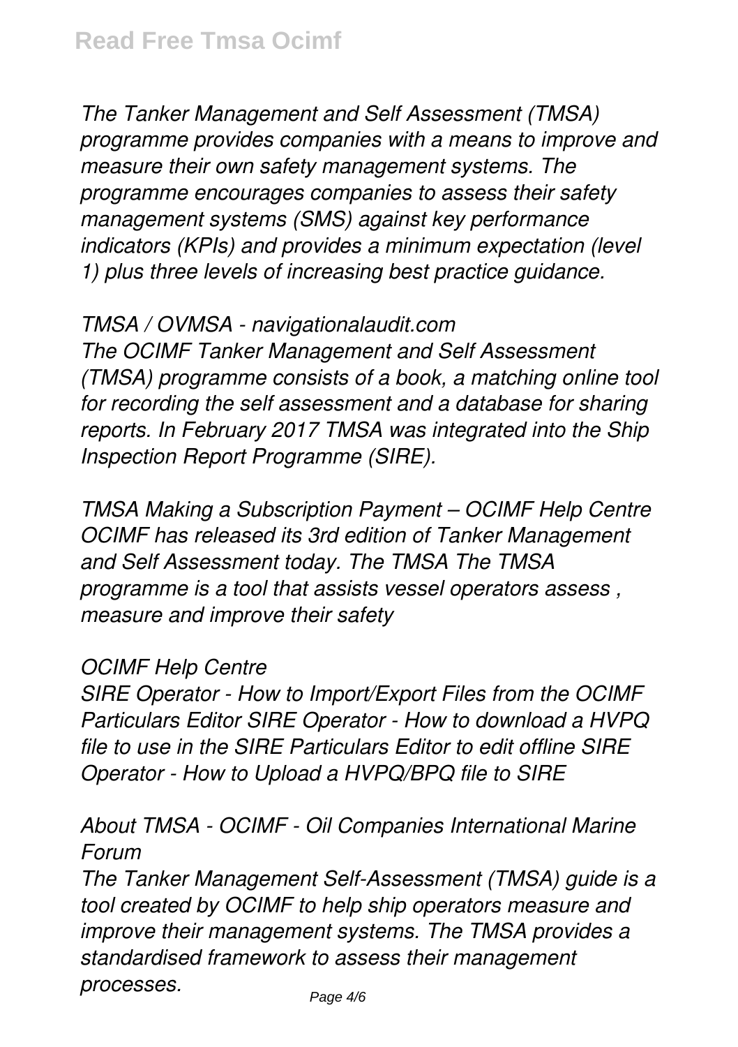*The Tanker Management and Self Assessment (TMSA) programme provides companies with a means to improve and measure their own safety management systems. The programme encourages companies to assess their safety management systems (SMS) against key performance indicators (KPIs) and provides a minimum expectation (level 1) plus three levels of increasing best practice guidance.*

*TMSA / OVMSA - navigationalaudit.com*

*The OCIMF Tanker Management and Self Assessment (TMSA) programme consists of a book, a matching online tool for recording the self assessment and a database for sharing reports. In February 2017 TMSA was integrated into the Ship Inspection Report Programme (SIRE).*

*TMSA Making a Subscription Payment – OCIMF Help Centre*

*OCIMF has released its 3rd edition of Tanker Management and Self Assessment today. The TMSA The TMSA programme is a tool that assists vessel operators assess , measure and improve their safety*

*OCIMF Help Centre*

*SIRE Operator - How to Import/Export Files from the OCIMF Particulars Editor SIRE Operator - How to download a HVPQ file to use in the SIRE Particulars Editor to edit offline SIRE Operator - How to Upload a HVPQ/BPQ file to SIRE*

*About TMSA - OCIMF - Oil Companies International Marine Forum*

*The Tanker Management Self-Assessment (TMSA) guide is a tool created by OCIMF to help ship operators measure and improve their management systems. The TMSA provides a standardised framework to assess their management processes.*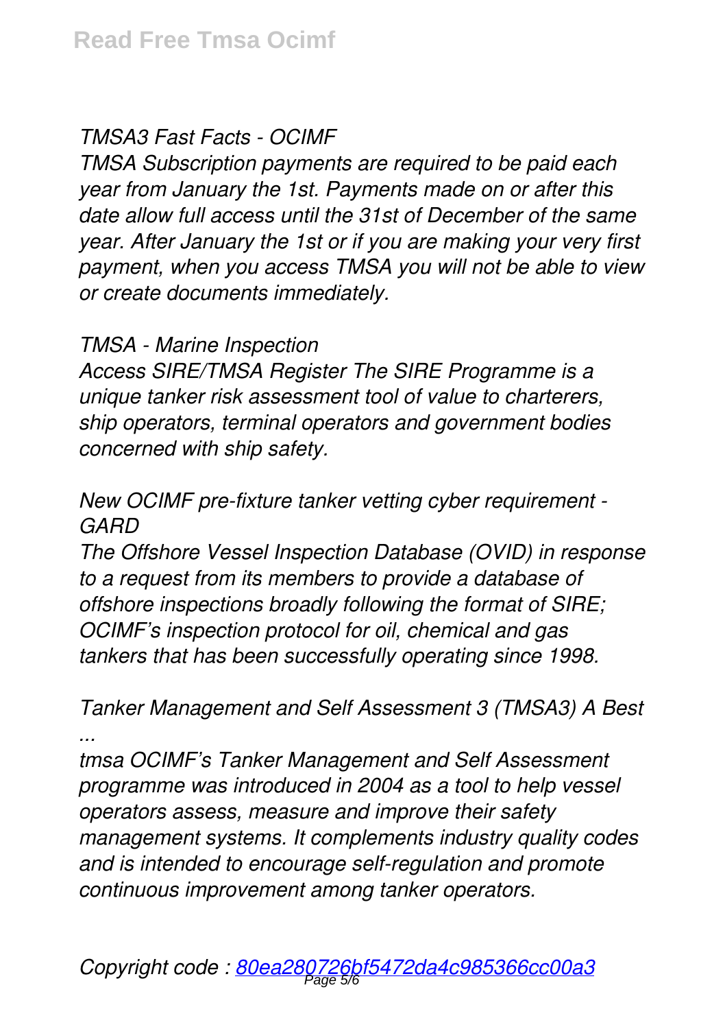*TMSA3 Fast Facts - OCIMF*

*TMSA Subscription payments are required to be paid each year from January the 1st. Payments made on or after this date allow full access until the 31st of December of the same year. After January the 1st or if you are making your very first payment, when you access TMSA you will not be able to view or create documents immediately.*

*TMSA - Marine Inspection*

*Access SIRE/TMSA Register The SIRE Programme is a unique tanker risk assessment tool of value to charterers, ship operators, terminal operators and government bodies concerned with ship safety.*

*New OCIMF pre-fixture tanker vetting cyber requirement - GARD*

*The Offshore Vessel Inspection Database (OVID) in response to a request from its members to provide a database of offshore inspections broadly following the format of SIRE; OCIMF's inspection protocol for oil, chemical and gas tankers that has been successfully operating since 1998.*

*Tanker Management and Self Assessment 3 (TMSA3) A Best ...*

*tmsa OCIMF's Tanker Management and Self Assessment programme was introduced in 2004 as a tool to help vessel operators assess, measure and improve their safety management systems. It complements industry quality codes and is intended to encourage self-regulation and promote continuous improvement among tanker operators.*

*Copyright code : 80ea280726bf5472da4c985366cc00a3*